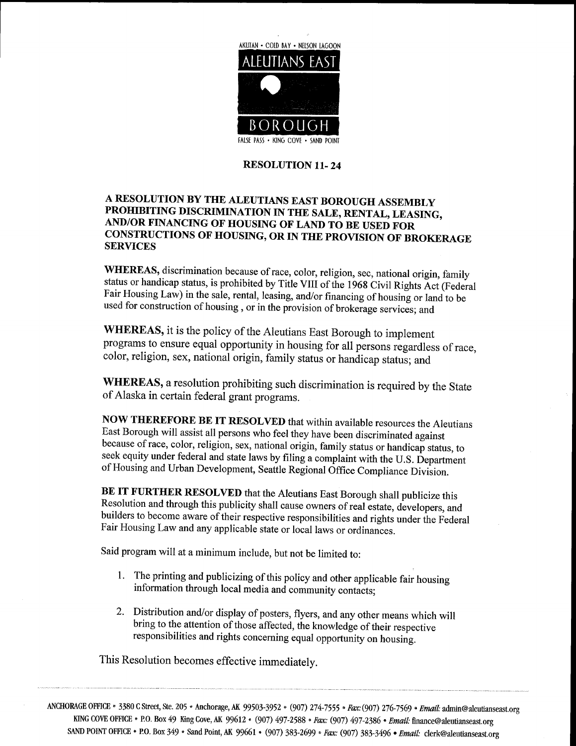AKUTAN • COLD BAY • NELSON LAGOON

ALEUTIANS EAST

BOROUGH

FALSE PASS • KING COVE • SAND POINT

# RESOLUTION 11- 24

## A RESOLUTION BY THE ALEUTIANS EAST BOROUGH ASSEMBLY PROHIBITING DISCRIMINATION IN THE SALE, RENTAL, LEASING, AND/OR FINANCING OF HOUSING OF LAND TO BE USED FOR CONSTRUCTIONS OF HOUSING, OR IN THE PROVISION OF BROKERAGE SERVICES

**WHEREAS,** discrimination because of race, color, religion, sec, national origin, family status or handicap status, is prohibited by Title VIII of the 1968 Civil Rights Act (Federal Fair Housing Law) in the sale, rental, leasing, and/or financing of housing or land to be used for construction of housing , or in the provision of brokerage services; and

**WHEREAS,** it is the policy of the Aleutians East Borough to implement programs to ensure equal opportunity in housing for all persons regardless of race, color, religion, sex, national origin, family status or handicap status; and

**WHEREAS,** a resolution prohibiting such discrimination is required by the State of Alaska in certain federal grant programs.

**NOW THEREFORE BE IT RESOLVED** that within available resources the Aleutians East Borough will assist all persons who feel they have been discriminated against because of race, color, religion, sex, national origin, family status or handicap status, to seek equity under federal and state laws by filing a complaint with the U.S. Department of Housing and Urban Development, Seattle Regional Office Compliance Division.

**BE IT FURTHER RESOLVED** that the Aleutians East Borough shall publicize this Resolution and through this publicity shall cause owners of real estate, developers, and builders to become aware of their respective responsibilities and rights under the Federal Fair Housing Law and any applicable state or local laws or ordinances.

Said program will at a minimum include, but not be limited to:

1. The printing and publicizing of this policy and other applicable fair housing information through local media and community contacts;

2. Distribution and/or display of posters, flyers, and any other means which will bring to the attention of those affected, the knowledge of their respective responsibilities and rights concerning equal opportunity on housing.

This Resolution becomes effective immediately.

ANCHORAGE OFFICE • 3380 C Street, Ste. 205 • Anchorage, AK 99503-3952 • (907) 274-7555 • *Fax:* (907) 276-7569 • *Email:* admin@aleutianseast.org
KING COVE OFFICE • P.O. Box 49 King Cove, AK 99612 • (907) 497-2588 • *Fax:* (907) 497-2386 • *Email:* finance@aleutianseast.org
SAND POINT OFFICE • P.O. Box 349 • Sand Point, AK 99661 • (907) 383-2699 • *Fax:* (907) 383-3496 • *Email:* clerk@aleutianseast.org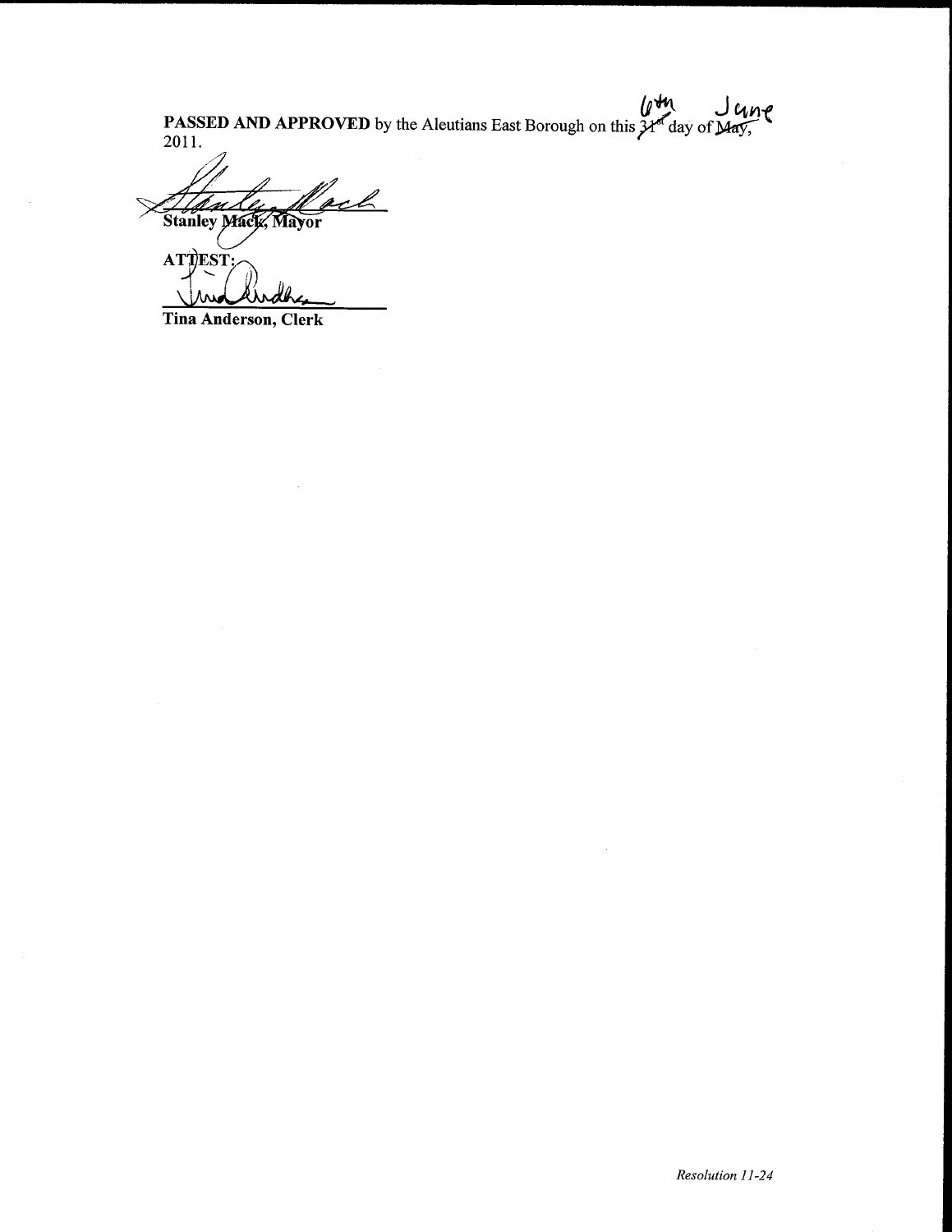**PASSED AND APPROVED** by the Aleutians East Borough on this ~~31st~~ 6th day of ~~May,~~ June 2011.

**Stanley Mack, Mayor**

**ATTEST:**

**Tina Anderson, Clerk**

*Resolution 11-24*